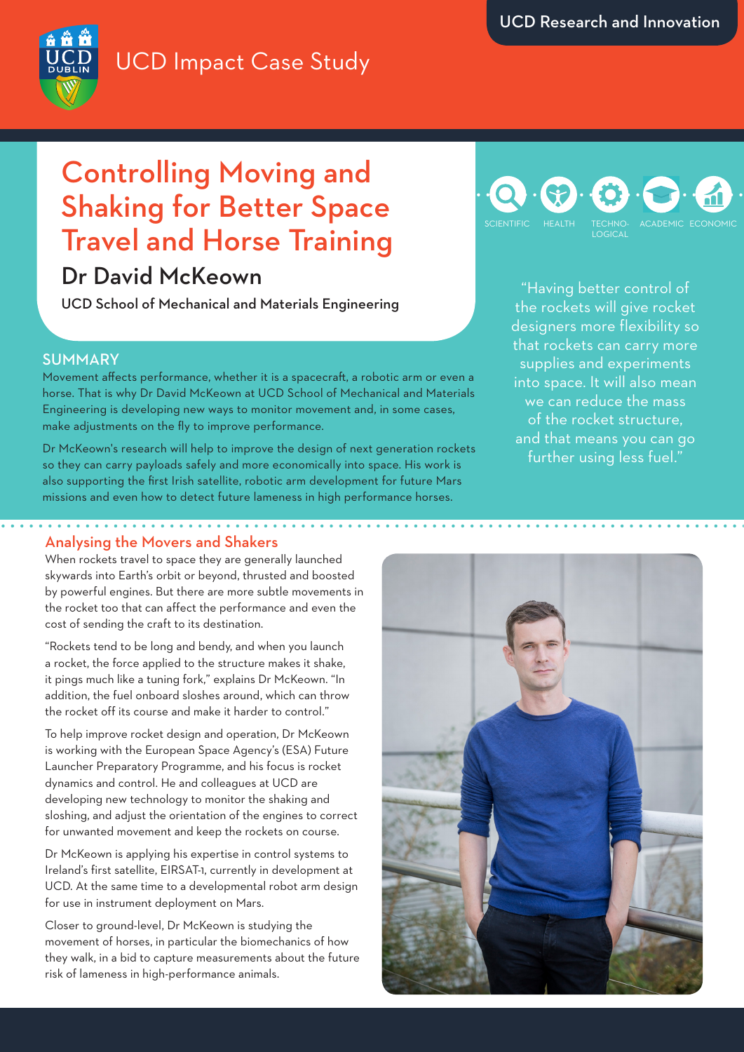UCD Research and Innovation

UCD Impact Case Study

# Controlling Moving and Shaking for Better Space Travel and Horse Training

## Dr David McKeown

**UCD School of Mechanical and Materials Engineering**

SCIENTIFIC · HEALTH · TECHNOLOGICAL · ACADEMIC · ECONOMIC

"Having better control of the rockets will give rocket designers more flexibility so that rockets can carry more supplies and experiments into space. It will also mean we can reduce the mass of the rocket structure, and that means you can go further using less fuel."

## SUMMARY

Movement affects performance, whether it is a spacecraft, a robotic arm or even a horse. That is why Dr David McKeown at UCD School of Mechanical and Materials Engineering is developing new ways to monitor movement and, in some cases, make adjustments on the fly to improve performance.

Dr McKeown's research will help to improve the design of next generation rockets so they can carry payloads safely and more economically into space. His work is also supporting the first Irish satellite, robotic arm development for future Mars missions and even how to detect future lameness in high performance horses.

## Analysing the Movers and Shakers

When rockets travel to space they are generally launched skywards into Earth's orbit or beyond, thrusted and boosted by powerful engines. But there are more subtle movements in the rocket too that can affect the performance and even the cost of sending the craft to its destination.

"Rockets tend to be long and bendy, and when you launch a rocket, the force applied to the structure makes it shake, it pings much like a tuning fork," explains Dr McKeown. "In addition, the fuel onboard sloshes around, which can throw the rocket off its course and make it harder to control."

To help improve rocket design and operation, Dr McKeown is working with the European Space Agency's (ESA) Future Launcher Preparatory Programme, and his focus is rocket dynamics and control. He and colleagues at UCD are developing new technology to monitor the shaking and sloshing, and adjust the orientation of the engines to correct for unwanted movement and keep the rockets on course.

Dr McKeown is applying his expertise in control systems to Ireland's first satellite, EIRSAT-1, currently in development at UCD. At the same time to a developmental robot arm design for use in instrument deployment on Mars.

Closer to ground-level, Dr McKeown is studying the movement of horses, in particular the biomechanics of how they walk, in a bid to capture measurements about the future risk of lameness in high-performance animals.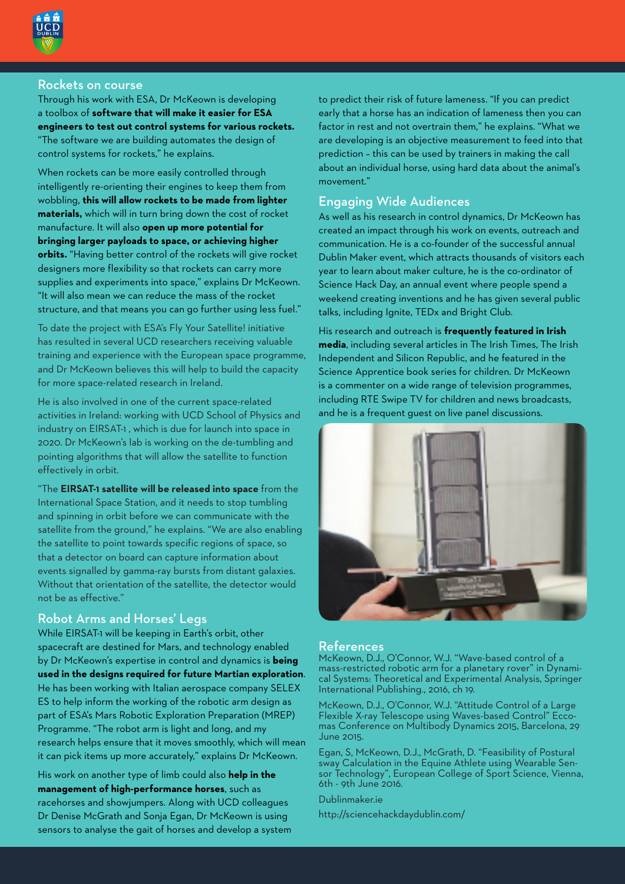## Rockets on course

Through his work with ESA, Dr McKeown is developing a toolbox of **software that will make it easier for ESA engineers to test out control systems for various rockets.** "The software we are building automates the design of control systems for rockets," he explains.

When rockets can be more easily controlled through intelligently re-orienting their engines to keep them from wobbling, **this will allow rockets to be made from lighter materials,** which will in turn bring down the cost of rocket manufacture. It will also **open up more potential for bringing larger payloads to space, or achieving higher orbits.** "Having better control of the rockets will give rocket designers more flexibility so that rockets can carry more supplies and experiments into space," explains Dr McKeown. "It will also mean we can reduce the mass of the rocket structure, and that means you can go further using less fuel."

To date the project with ESA's Fly Your Satellite! initiative has resulted in several UCD researchers receiving valuable training and experience with the European space programme, and Dr McKeown believes this will help to build the capacity for more space-related research in Ireland.

He is also involved in one of the current space-related activities in Ireland: working with UCD School of Physics and industry on EIRSAT-1 , which is due for launch into space in 2020. Dr McKeown's lab is working on the de-tumbling and pointing algorithms that will allow the satellite to function effectively in orbit.

"The **EIRSAT-1 satellite will be released into space** from the International Space Station, and it needs to stop tumbling and spinning in orbit before we can communicate with the satellite from the ground," he explains. "We are also enabling the satellite to point towards specific regions of space, so that a detector on board can capture information about events signalled by gamma-ray bursts from distant galaxies. Without that orientation of the satellite, the detector would not be as effective."

## Robot Arms and Horses' Legs

While EIRSAT-1 will be keeping in Earth's orbit, other spacecraft are destined for Mars, and technology enabled by Dr McKeown's expertise in control and dynamics is **being used in the designs required for future Martian exploration**. He has been working with Italian aerospace company SELEX ES to help inform the working of the robotic arm design as part of ESA's Mars Robotic Exploration Preparation (MREP) Programme. "The robot arm is light and long, and my research helps ensure that it moves smoothly, which will mean it can pick items up more accurately," explains Dr McKeown.

His work on another type of limb could also **help in the management of high-performance horses**, such as racehorses and showjumpers. Along with UCD colleagues Dr Denise McGrath and Sonja Egan, Dr McKeown is using sensors to analyse the gait of horses and develop a system to predict their risk of future lameness. "If you can predict early that a horse has an indication of lameness then you can factor in rest and not overtrain them," he explains. "What we are developing is an objective measurement to feed into that prediction – this can be used by trainers in making the call about an individual horse, using hard data about the animal's movement."

## Engaging Wide Audiences

As well as his research in control dynamics, Dr McKeown has created an impact through his work on events, outreach and communication. He is a co-founder of the successful annual Dublin Maker event, which attracts thousands of visitors each year to learn about maker culture, he is the co-ordinator of Science Hack Day, an annual event where people spend a weekend creating inventions and he has given several public talks, including Ignite, TEDx and Bright Club.

His research and outreach is **frequently featured in Irish media**, including several articles in The Irish Times, The Irish Independent and Silicon Republic, and he featured in the Science Apprentice book series for children. Dr McKeown is a commenter on a wide range of television programmes, including RTE Swipe TV for children and news broadcasts, and he is a frequent guest on live panel discussions.

## References

McKeown, D.J., O'Connor, W.J. "Wave-based control of a mass-restricted robotic arm for a planetary rover" in Dynamical Systems: Theoretical and Experimental Analysis, Springer International Publishing., 2016, ch 19.

McKeown, D.J., O'Connor, W.J. "Attitude Control of a Large Flexible X-ray Telescope using Waves-based Control" Eccomas Conference on Multibody Dynamics 2015, Barcelona, 29 June 2015.

Egan, S, McKeown, D.J., McGrath, D. "Feasibility of Postural sway Calculation in the Equine Athlete using Wearable Sensor Technology", European College of Sport Science, Vienna, 6th - 9th June 2016.

Dublinmaker.ie

http://sciencehackdaydublin.com/